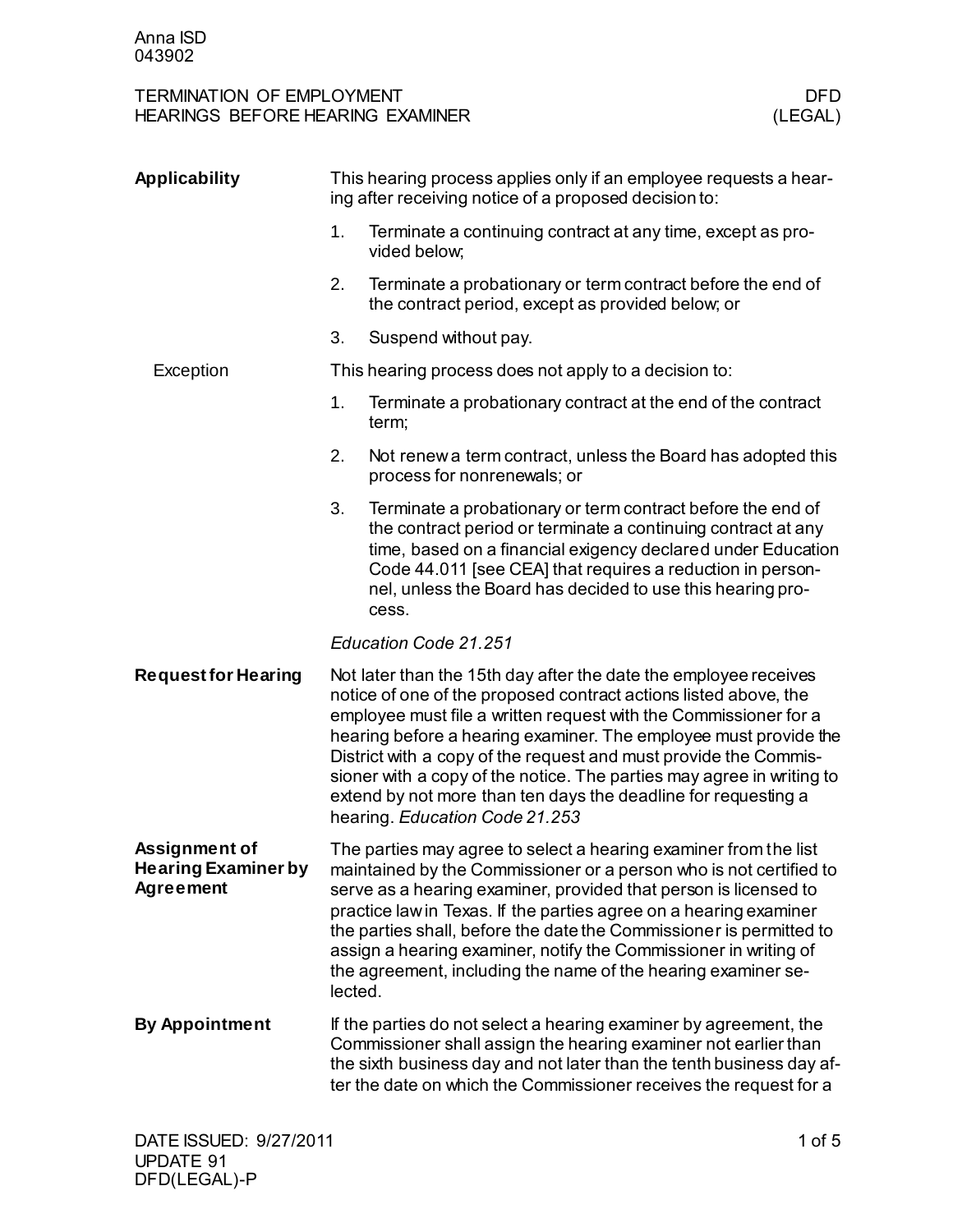Anna ISD
043902

TERMINATION OF EMPLOYMENT — HEARINGS BEFORE HEARING EXAMINER — DFD (LEGAL)

## Applicability

This hearing process applies only if an employee requests a hearing after receiving notice of a proposed decision to:

1. Terminate a continuing contract at any time, except as provided below;
2. Terminate a probationary or term contract before the end of the contract period, except as provided below; or
3. Suspend without pay.

### Exception

This hearing process does not apply to a decision to:

1. Terminate a probationary contract at the end of the contract term;
2. Not renew a term contract, unless the Board has adopted this process for nonrenewals; or
3. Terminate a probationary or term contract before the end of the contract period or terminate a continuing contract at any time, based on a financial exigency declared under Education Code 44.011 [see CEA] that requires a reduction in personnel, unless the Board has decided to use this hearing process.

*Education Code 21.251*

## Request for Hearing

Not later than the 15th day after the date the employee receives notice of one of the proposed contract actions listed above, the employee must file a written request with the Commissioner for a hearing before a hearing examiner. The employee must provide the District with a copy of the request and must provide the Commissioner with a copy of the notice. The parties may agree in writing to extend by not more than ten days the deadline for requesting a hearing. *Education Code 21.253*

## Assignment of Hearing Examiner by Agreement

The parties may agree to select a hearing examiner from the list maintained by the Commissioner or a person who is not certified to serve as a hearing examiner, provided that person is licensed to practice law in Texas. If the parties agree on a hearing examiner the parties shall, before the date the Commissioner is permitted to assign a hearing examiner, notify the Commissioner in writing of the agreement, including the name of the hearing examiner selected.

## By Appointment

If the parties do not select a hearing examiner by agreement, the Commissioner shall assign the hearing examiner not earlier than the sixth business day and not later than the tenth business day after the date on which the Commissioner receives the request for a

DATE ISSUED: 9/27/2011
UPDATE 91
DFD(LEGAL)-P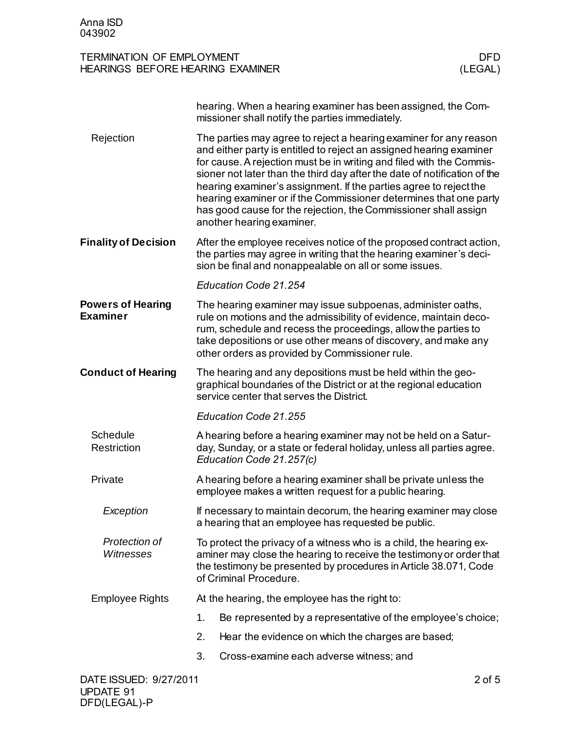hearing. When a hearing examiner has been assigned, the Commissioner shall notify the parties immediately.

### Rejection

The parties may agree to reject a hearing examiner for any reason and either party is entitled to reject an assigned hearing examiner for cause. A rejection must be in writing and filed with the Commissioner not later than the third day after the date of notification of the hearing examiner's assignment. If the parties agree to reject the hearing examiner or if the Commissioner determines that one party has good cause for the rejection, the Commissioner shall assign another hearing examiner.

## Finality of Decision

After the employee receives notice of the proposed contract action, the parties may agree in writing that the hearing examiner's decision be final and nonappealable on all or some issues.

*Education Code 21.254*

## Powers of Hearing Examiner

The hearing examiner may issue subpoenas, administer oaths, rule on motions and the admissibility of evidence, maintain decorum, schedule and recess the proceedings, allow the parties to take depositions or use other means of discovery, and make any other orders as provided by Commissioner rule.

## Conduct of Hearing

The hearing and any depositions must be held within the geographical boundaries of the District or at the regional education service center that serves the District.

*Education Code 21.255*

### Schedule Restriction

A hearing before a hearing examiner may not be held on a Saturday, Sunday, or a state or federal holiday, unless all parties agree. *Education Code 21.257(c)*

### Private

A hearing before a hearing examiner shall be private unless the employee makes a written request for a public hearing.

#### *Exception*

If necessary to maintain decorum, the hearing examiner may close a hearing that an employee has requested be public.

#### *Protection of Witnesses*

To protect the privacy of a witness who is a child, the hearing examiner may close the hearing to receive the testimony or order that the testimony be presented by procedures in Article 38.071, Code of Criminal Procedure.

### Employee Rights

At the hearing, the employee has the right to:

1. Be represented by a representative of the employee's choice;
2. Hear the evidence on which the charges are based;
3. Cross-examine each adverse witness; and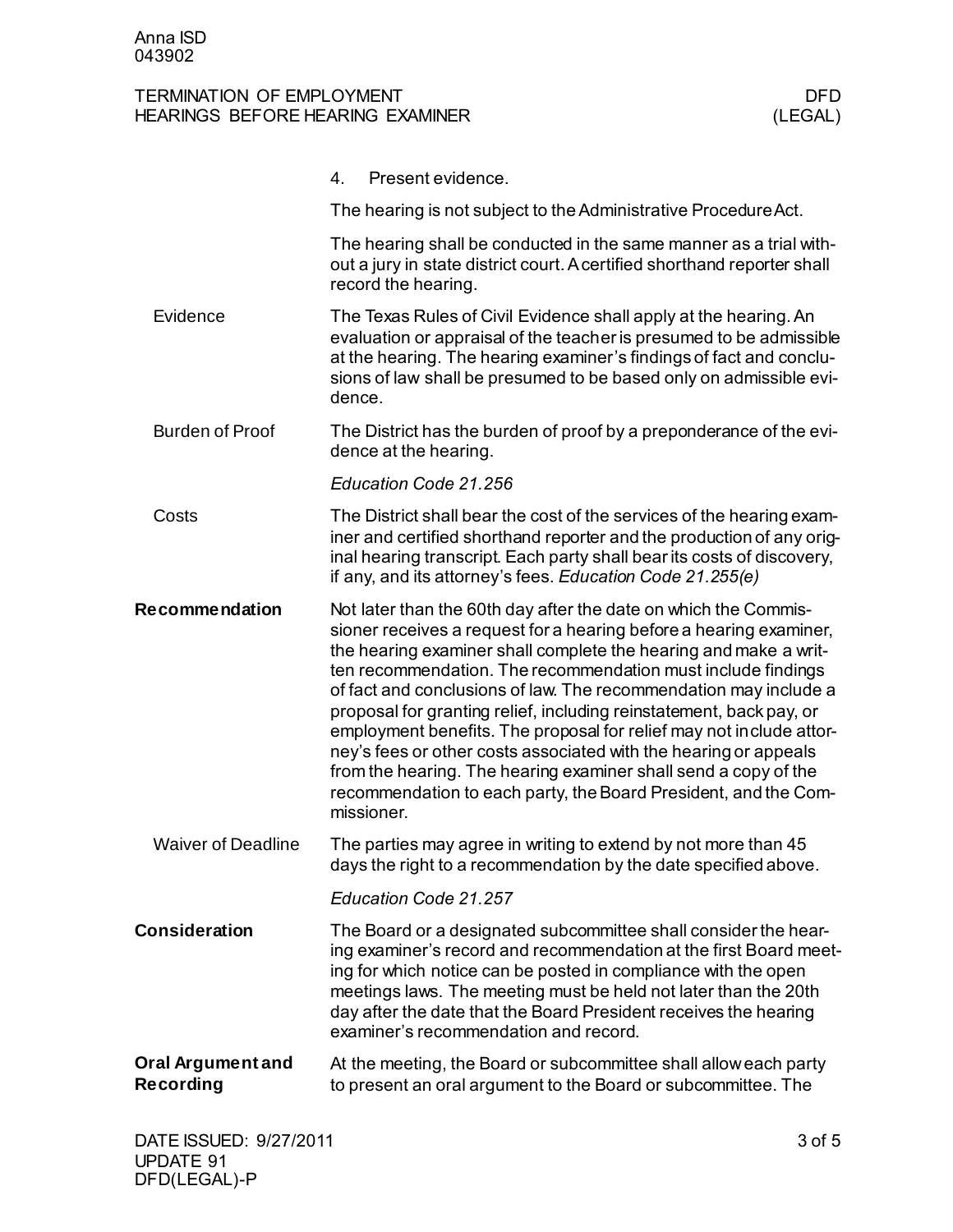4. Present evidence.

The hearing is not subject to the Administrative Procedure Act.

The hearing shall be conducted in the same manner as a trial without a jury in state district court. A certified shorthand reporter shall record the hearing.

### Evidence

The Texas Rules of Civil Evidence shall apply at the hearing. An evaluation or appraisal of the teacher is presumed to be admissible at the hearing. The hearing examiner's findings of fact and conclusions of law shall be presumed to be based only on admissible evidence.

### Burden of Proof

The District has the burden of proof by a preponderance of the evidence at the hearing.

*Education Code 21.256*

### Costs

The District shall bear the cost of the services of the hearing examiner and certified shorthand reporter and the production of any original hearing transcript. Each party shall bear its costs of discovery, if any, and its attorney's fees. *Education Code 21.255(e)*

## Recommendation

Not later than the 60th day after the date on which the Commissioner receives a request for a hearing before a hearing examiner, the hearing examiner shall complete the hearing and make a written recommendation. The recommendation must include findings of fact and conclusions of law. The recommendation may include a proposal for granting relief, including reinstatement, back pay, or employment benefits. The proposal for relief may not include attorney's fees or other costs associated with the hearing or appeals from the hearing. The hearing examiner shall send a copy of the recommendation to each party, the Board President, and the Commissioner.

### Waiver of Deadline

The parties may agree in writing to extend by not more than 45 days the right to a recommendation by the date specified above.

*Education Code 21.257*

## Consideration

The Board or a designated subcommittee shall consider the hearing examiner's record and recommendation at the first Board meeting for which notice can be posted in compliance with the open meetings laws. The meeting must be held not later than the 20th day after the date that the Board President receives the hearing examiner's recommendation and record.

## Oral Argument and Recording

At the meeting, the Board or subcommittee shall allow each party to present an oral argument to the Board or subcommittee. The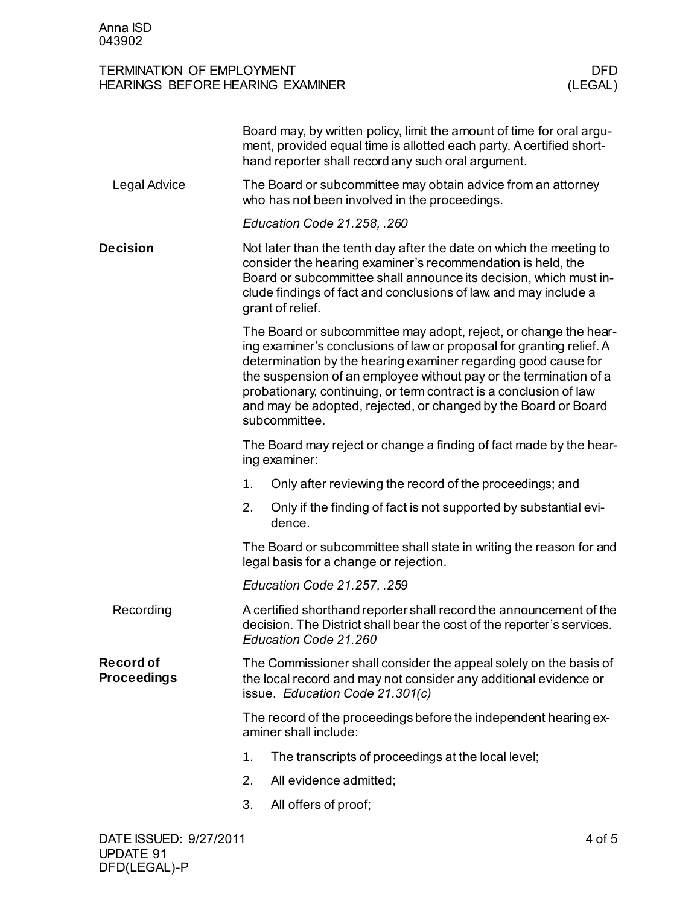Board may, by written policy, limit the amount of time for oral argument, provided equal time is allotted each party. A certified shorthand reporter shall record any such oral argument.

### Legal Advice

The Board or subcommittee may obtain advice from an attorney who has not been involved in the proceedings.

*Education Code 21.258, .260*

## Decision

Not later than the tenth day after the date on which the meeting to consider the hearing examiner's recommendation is held, the Board or subcommittee shall announce its decision, which must include findings of fact and conclusions of law, and may include a grant of relief.

The Board or subcommittee may adopt, reject, or change the hearing examiner's conclusions of law or proposal for granting relief. A determination by the hearing examiner regarding good cause for the suspension of an employee without pay or the termination of a probationary, continuing, or term contract is a conclusion of law and may be adopted, rejected, or changed by the Board or Board subcommittee.

The Board may reject or change a finding of fact made by the hearing examiner:

1. Only after reviewing the record of the proceedings; and
2. Only if the finding of fact is not supported by substantial evidence.

The Board or subcommittee shall state in writing the reason for and legal basis for a change or rejection.

*Education Code 21.257, .259*

### Recording

A certified shorthand reporter shall record the announcement of the decision. The District shall bear the cost of the reporter's services. *Education Code 21.260*

## Record of Proceedings

The Commissioner shall consider the appeal solely on the basis of the local record and may not consider any additional evidence or issue. *Education Code 21.301(c)*

The record of the proceedings before the independent hearing examiner shall include:

1. The transcripts of proceedings at the local level;
2. All evidence admitted;
3. All offers of proof;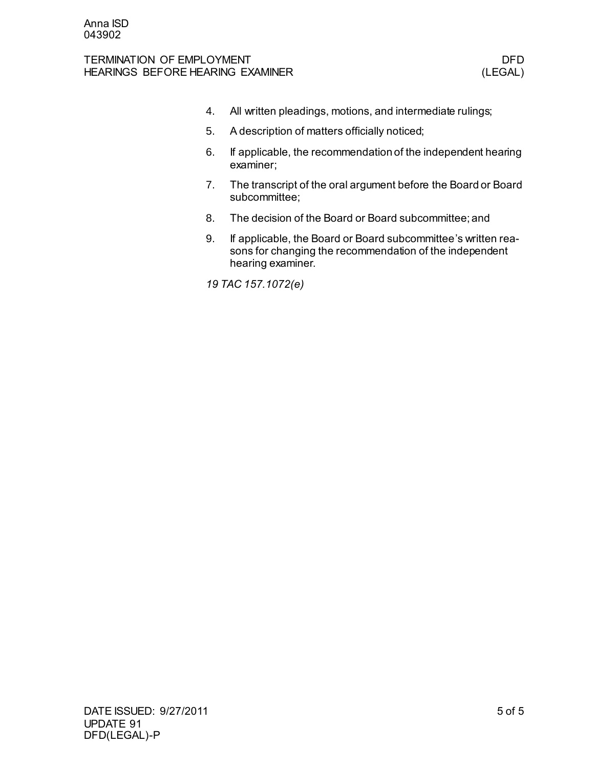4. All written pleadings, motions, and intermediate rulings;
5. A description of matters officially noticed;
6. If applicable, the recommendation of the independent hearing examiner;
7. The transcript of the oral argument before the Board or Board subcommittee;
8. The decision of the Board or Board subcommittee; and
9. If applicable, the Board or Board subcommittee's written reasons for changing the recommendation of the independent hearing examiner.

*19 TAC 157.1072(e)*